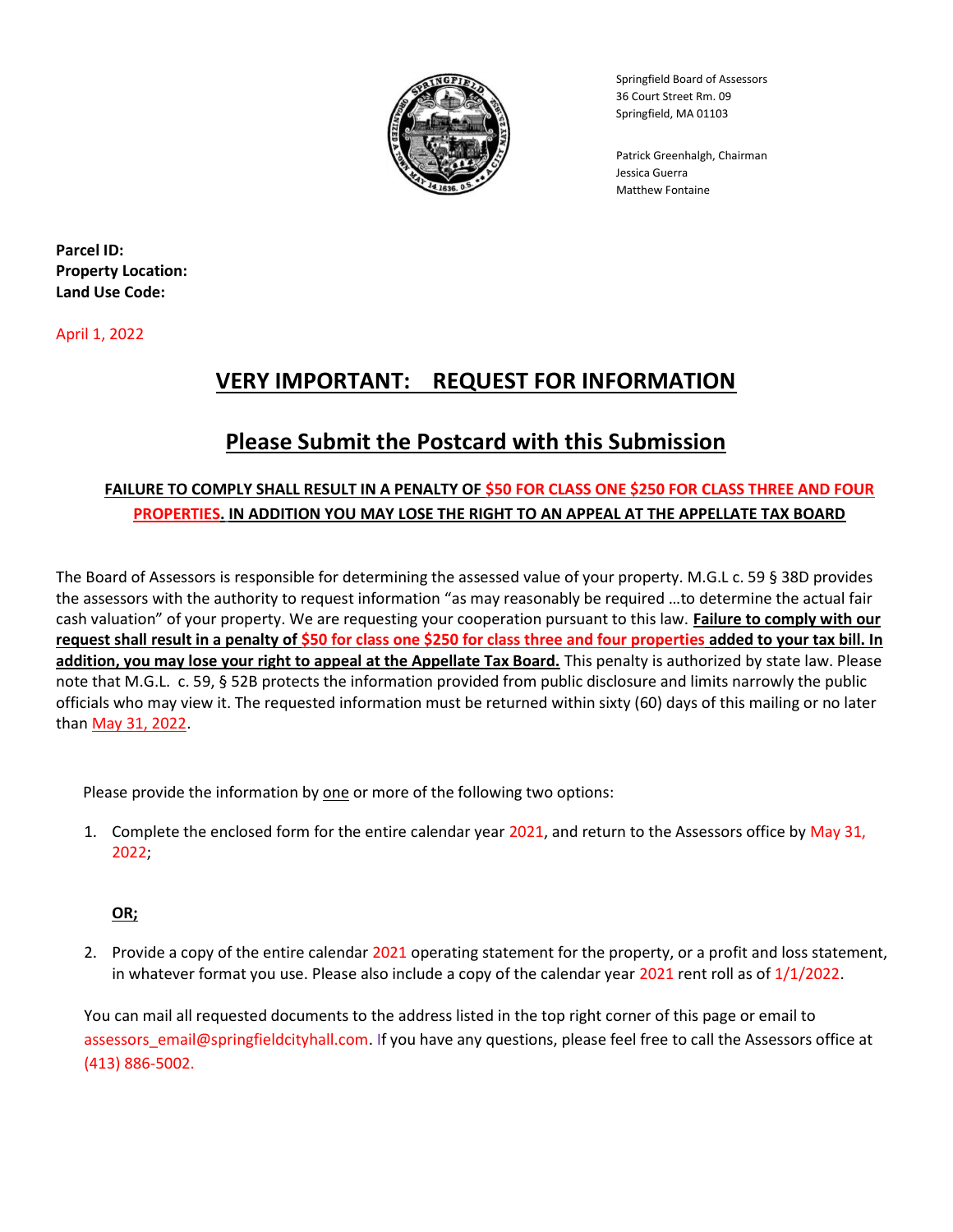Springfield Board of Assessors
36 Court Street Rm. 09
Springfield, MA 01103

Patrick Greenhalgh, Chairman
Jessica Guerra
Matthew Fontaine

**Parcel ID:**
**Property Location:**
**Land Use Code:**

April 1, 2022

# VERY IMPORTANT: REQUEST FOR INFORMATION

## Please Submit the Postcard with this Submission

**FAILURE TO COMPLY SHALL RESULT IN A PENALTY OF $50 FOR CLASS ONE $250 FOR CLASS THREE AND FOUR PROPERTIES. IN ADDITION YOU MAY LOSE THE RIGHT TO AN APPEAL AT THE APPELLATE TAX BOARD**

The Board of Assessors is responsible for determining the assessed value of your property. M.G.L c. 59 § 38D provides the assessors with the authority to request information "as may reasonably be required …to determine the actual fair cash valuation" of your property. We are requesting your cooperation pursuant to this law. **Failure to comply with our request shall result in a penalty of $50 for class one $250 for class three and four properties added to your tax bill. In addition, you may lose your right to appeal at the Appellate Tax Board.** This penalty is authorized by state law. Please note that M.G.L. c. 59, § 52B protects the information provided from public disclosure and limits narrowly the public officials who may view it. The requested information must be returned within sixty (60) days of this mailing or no later than May 31, 2022.

Please provide the information by one or more of the following two options:

1. Complete the enclosed form for the entire calendar year 2021, and return to the Assessors office by May 31, 2022;

   **OR;**

2. Provide a copy of the entire calendar 2021 operating statement for the property, or a profit and loss statement, in whatever format you use. Please also include a copy of the calendar year 2021 rent roll as of 1/1/2022.

You can mail all requested documents to the address listed in the top right corner of this page or email to assessors_email@springfieldcityhall.com. If you have any questions, please feel free to call the Assessors office at (413) 886-5002.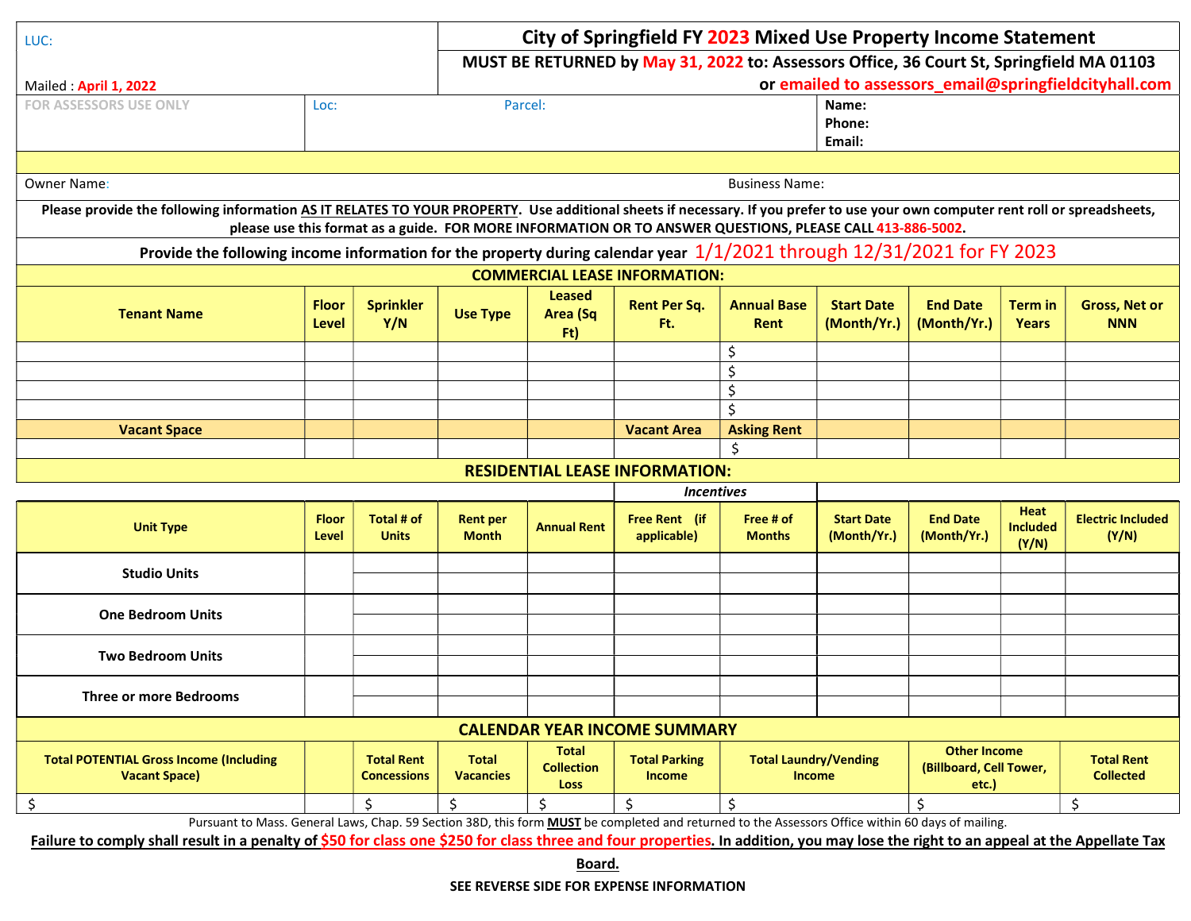LUC:

Mailed : **April 1, 2022**

# City of Springfield FY 2023 Mixed Use Property Income Statement

**MUST BE RETURNED by May 31, 2022 to: Assessors Office, 36 Court St, Springfield MA 01103 or emailed to assessors_email@springfieldcityhall.com**

| FOR ASSESSORS USE ONLY | Loc: | Parcel: | Name: Phone: Email: |
|---|---|---|---|

Owner Name: Business Name:

**Please provide the following information AS IT RELATES TO YOUR PROPERTY. Use additional sheets if necessary. If you prefer to use your own computer rent roll or spreadsheets, please use this format as a guide. FOR MORE INFORMATION OR TO ANSWER QUESTIONS, PLEASE CALL 413-886-5002.**

**Provide the following income information for the property during calendar year 1/1/2021 through 12/31/2021 for FY 2023**

## COMMERCIAL LEASE INFORMATION:

| Tenant Name | Floor Level | Sprinkler Y/N | Use Type | Leased Area (Sq Ft) | Rent Per Sq. Ft. | Annual Base Rent | Start Date (Month/Yr.) | End Date (Month/Yr.) | Term in Years | Gross, Net or NNN |
|---|---|---|---|---|---|---|---|---|---|---|
| | | | | | | $ | | | | |
| | | | | | | $ | | | | |
| | | | | | | $ | | | | |
| | | | | | | $ | | | | |
| **Vacant Space** | | | | | **Vacant Area** | **Asking Rent** | | | | |
| | | | | | | $ | | | | |

## RESIDENTIAL LEASE INFORMATION:

| Unit Type | Floor Level | Total # of Units | Rent per Month | Annual Rent | *Incentives* Free Rent (if applicable) | *Incentives* Free # of Months | Start Date (Month/Yr.) | End Date (Month/Yr.) | Heat Included (Y/N) | Electric Included (Y/N) |
|---|---|---|---|---|---|---|---|---|---|---|
| Studio Units | | | | | | | | | | |
| | | | | | | | | | | |
| One Bedroom Units | | | | | | | | | | |
| | | | | | | | | | | |
| Two Bedroom Units | | | | | | | | | | |
| | | | | | | | | | | |
| Three or more Bedrooms | | | | | | | | | | |
| | | | | | | | | | | |

## CALENDAR YEAR INCOME SUMMARY

| Total POTENTIAL Gross Income (Including Vacant Space) | | Total Rent Concessions | Total Vacancies | Total Collection Loss | Total Parking Income | Total Laundry/Vending Income | Other Income (Billboard, Cell Tower, etc.) | Total Rent Collected |
|---|---|---|---|---|---|---|---|---|
| $ | | $ | $ | $ | $ | $ | $ | $ |

Pursuant to Mass. General Laws, Chap. 59 Section 38D, this form **MUST** be completed and returned to the Assessors Office within 60 days of mailing.

**Failure to comply shall result in a penalty of $50 for class one $250 for class three and four properties. In addition, you may lose the right to an appeal at the Appellate Tax Board.**

**SEE REVERSE SIDE FOR EXPENSE INFORMATION**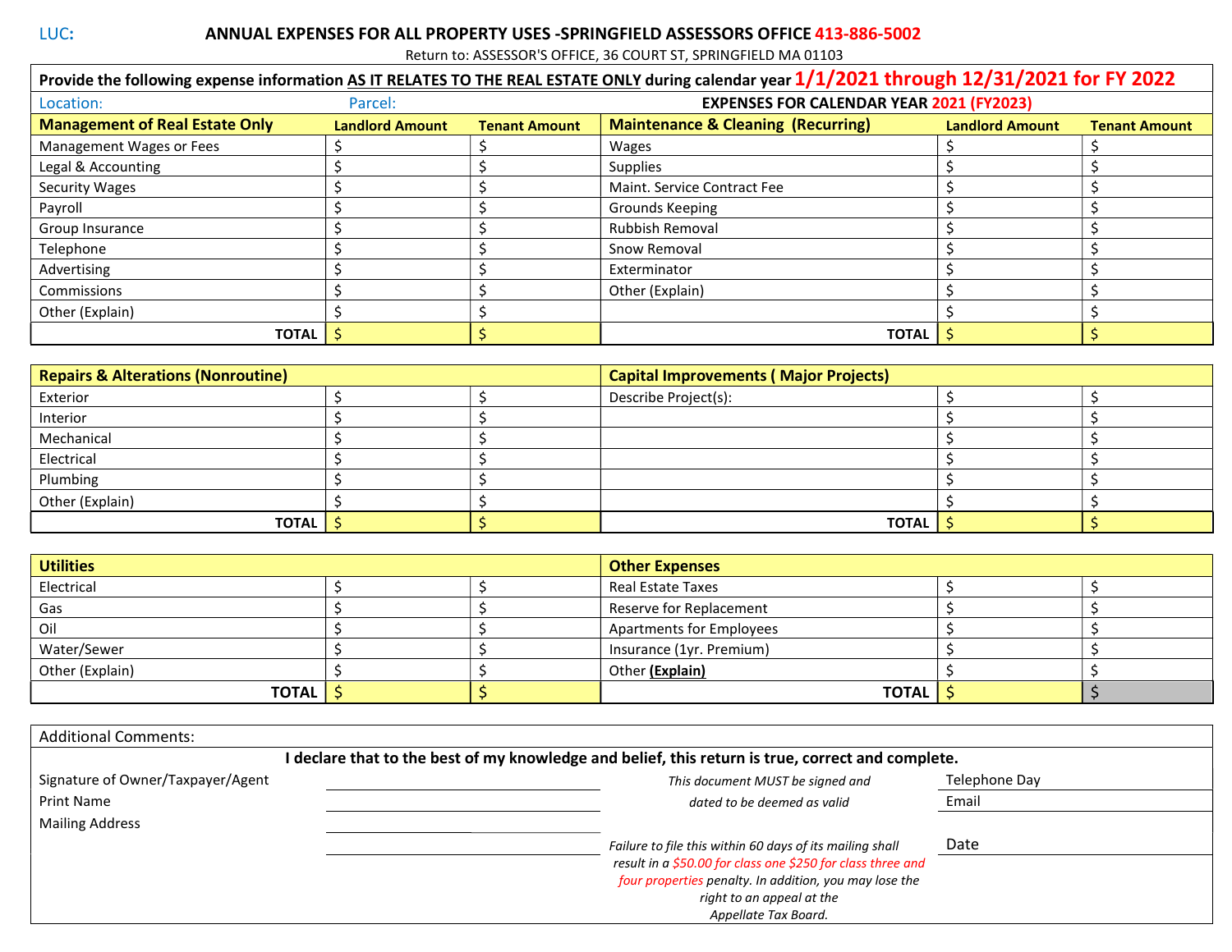LUC:

# ANNUAL EXPENSES FOR ALL PROPERTY USES -SPRINGFIELD ASSESSORS OFFICE 413-886-5002

Return to: ASSESSOR'S OFFICE, 36 COURT ST, SPRINGFIELD MA 01103

**Provide the following expense information AS IT RELATES TO THE REAL ESTATE ONLY during calendar year 1/1/2021 through 12/31/2021 for FY 2022**

Location: Parcel: **EXPENSES FOR CALENDAR YEAR 2021 (FY2023)**

| Management of Real Estate Only | Landlord Amount | Tenant Amount | Maintenance & Cleaning (Recurring) | Landlord Amount | Tenant Amount |
|---|---|---|---|---|---|
| Management Wages or Fees | $ | $ | Wages | $ | $ |
| Legal & Accounting | $ | $ | Supplies | $ | $ |
| Security Wages | $ | $ | Maint. Service Contract Fee | $ | $ |
| Payroll | $ | $ | Grounds Keeping | $ | $ |
| Group Insurance | $ | $ | Rubbish Removal | $ | $ |
| Telephone | $ | $ | Snow Removal | $ | $ |
| Advertising | $ | $ | Exterminator | $ | $ |
| Commissions | $ | $ | Other (Explain) | $ | $ |
| Other (Explain) | $ | $ | | $ | $ |
| **TOTAL** | $ | $ | **TOTAL** | $ | $ |

| Repairs & Alterations (Nonroutine) | | | Capital Improvements ( Major Projects) | | |
|---|---|---|---|---|---|
| Exterior | $ | $ | Describe Project(s): | $ | $ |
| Interior | $ | $ | | $ | $ |
| Mechanical | $ | $ | | $ | $ |
| Electrical | $ | $ | | $ | $ |
| Plumbing | $ | $ | | $ | $ |
| Other (Explain) | $ | $ | | $ | $ |
| **TOTAL** | $ | $ | **TOTAL** | $ | $ |

| Utilities | | | Other Expenses | | |
|---|---|---|---|---|---|
| Electrical | $ | $ | Real Estate Taxes | $ | $ |
| Gas | $ | $ | Reserve for Replacement | $ | $ |
| Oil | $ | $ | Apartments for Employees | $ | $ |
| Water/Sewer | $ | $ | Insurance (1yr. Premium) | $ | $ |
| Other (Explain) | $ | $ | Other **(Explain)** | $ | $ |
| **TOTAL** | $ | $ | **TOTAL** | $ | $ |

Additional Comments:

**I declare that to the best of my knowledge and belief, this return is true, correct and complete.**

Signature of Owner/Taxpayer/Agent ____________________

Print Name ____________________

Mailing Address ____________________

____________________

*This document MUST be signed and dated to be deemed as valid*

Telephone Day

Email

Date

*Failure to file this within 60 days of its mailing shall result in a $50.00 for class one $250 for class three and four properties penalty. In addition, you may lose the right to an appeal at the Appellate Tax Board.*